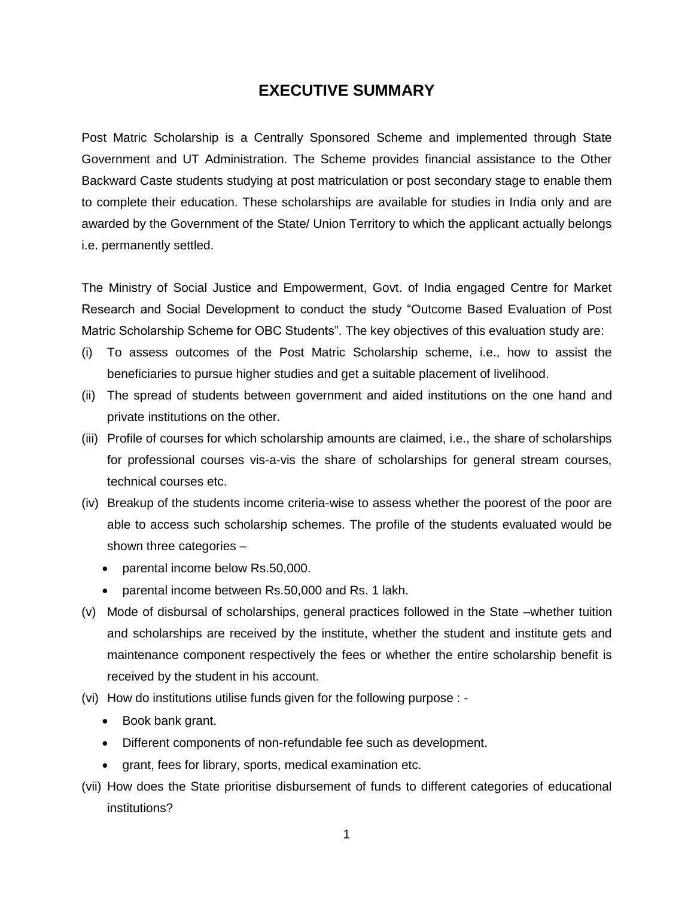# EXECUTIVE SUMMARY

Post Matric Scholarship is a Centrally Sponsored Scheme and implemented through State Government and UT Administration. The Scheme provides financial assistance to the Other Backward Caste students studying at post matriculation or post secondary stage to enable them to complete their education. These scholarships are available for studies in India only and are awarded by the Government of the State/ Union Territory to which the applicant actually belongs i.e. permanently settled.

The Ministry of Social Justice and Empowerment, Govt. of India engaged Centre for Market Research and Social Development to conduct the study "Outcome Based Evaluation of Post Matric Scholarship Scheme for OBC Students". The key objectives of this evaluation study are:

(i) To assess outcomes of the Post Matric Scholarship scheme, i.e., how to assist the beneficiaries to pursue higher studies and get a suitable placement of livelihood.

(ii) The spread of students between government and aided institutions on the one hand and private institutions on the other.

(iii) Profile of courses for which scholarship amounts are claimed, i.e., the share of scholarships for professional courses vis-a-vis the share of scholarships for general stream courses, technical courses etc.

(iv) Breakup of the students income criteria-wise to assess whether the poorest of the poor are able to access such scholarship schemes. The profile of the students evaluated would be shown three categories –
   - parental income below Rs.50,000.
   - parental income between Rs.50,000 and Rs. 1 lakh.

(v) Mode of disbursal of scholarships, general practices followed in the State –whether tuition and scholarships are received by the institute, whether the student and institute gets and maintenance component respectively the fees or whether the entire scholarship benefit is received by the student in his account.

(vi) How do institutions utilise funds given for the following purpose : -
   - Book bank grant.
   - Different components of non-refundable fee such as development.
   - grant, fees for library, sports, medical examination etc.

(vii) How does the State prioritise disbursement of funds to different categories of educational institutions?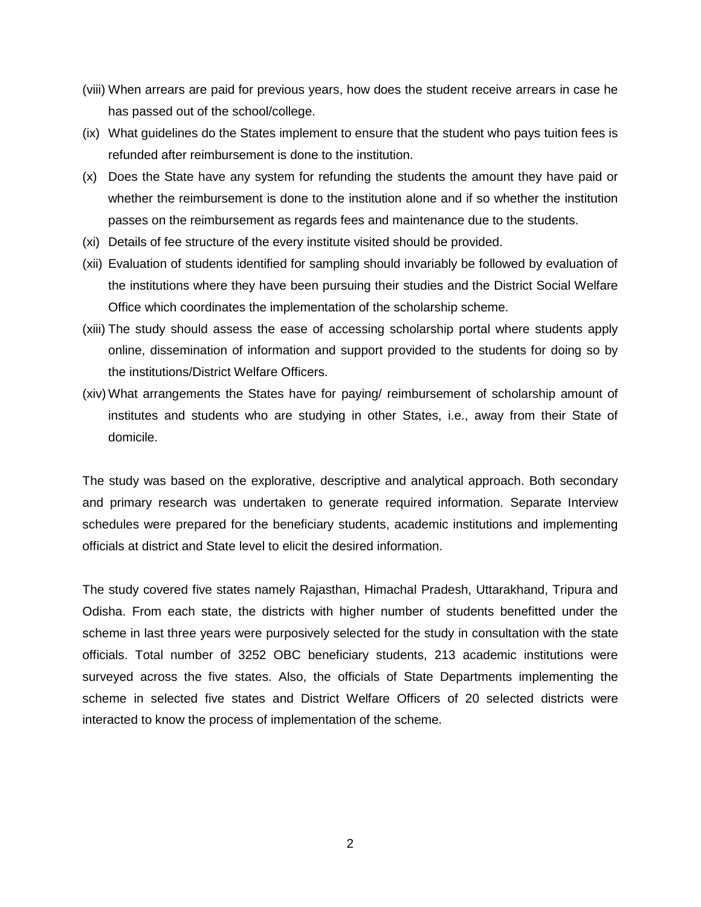(viii) When arrears are paid for previous years, how does the student receive arrears in case he has passed out of the school/college.

(ix) What guidelines do the States implement to ensure that the student who pays tuition fees is refunded after reimbursement is done to the institution.

(x) Does the State have any system for refunding the students the amount they have paid or whether the reimbursement is done to the institution alone and if so whether the institution passes on the reimbursement as regards fees and maintenance due to the students.

(xi) Details of fee structure of the every institute visited should be provided.

(xii) Evaluation of students identified for sampling should invariably be followed by evaluation of the institutions where they have been pursuing their studies and the District Social Welfare Office which coordinates the implementation of the scholarship scheme.

(xiii) The study should assess the ease of accessing scholarship portal where students apply online, dissemination of information and support provided to the students for doing so by the institutions/District Welfare Officers.

(xiv) What arrangements the States have for paying/ reimbursement of scholarship amount of institutes and students who are studying in other States, i.e., away from their State of domicile.

The study was based on the explorative, descriptive and analytical approach. Both secondary and primary research was undertaken to generate required information. Separate Interview schedules were prepared for the beneficiary students, academic institutions and implementing officials at district and State level to elicit the desired information.

The study covered five states namely Rajasthan, Himachal Pradesh, Uttarakhand, Tripura and Odisha. From each state, the districts with higher number of students benefitted under the scheme in last three years were purposively selected for the study in consultation with the state officials. Total number of 3252 OBC beneficiary students, 213 academic institutions were surveyed across the five states. Also, the officials of State Departments implementing the scheme in selected five states and District Welfare Officers of 20 selected districts were interacted to know the process of implementation of the scheme.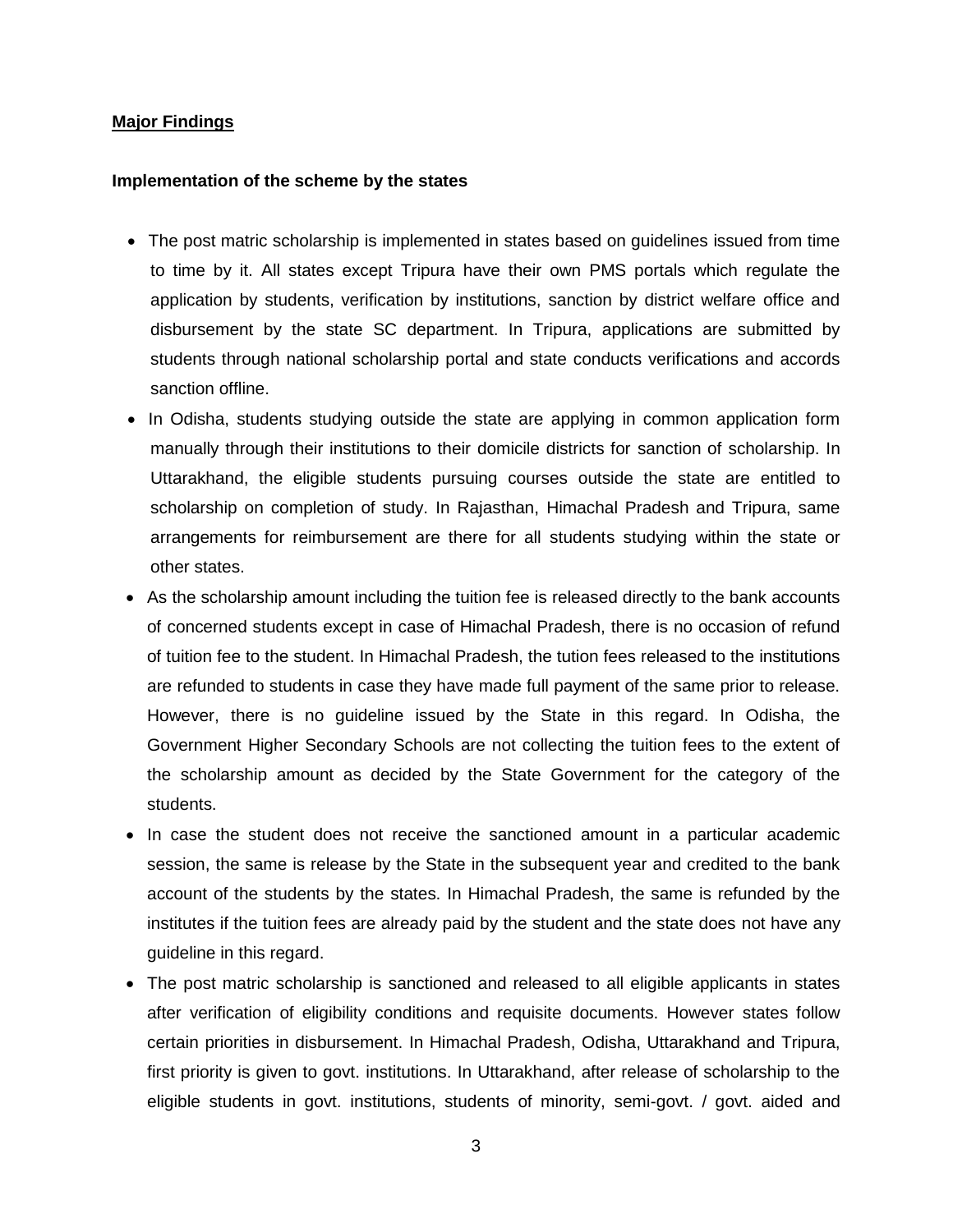## Major Findings

### Implementation of the scheme by the states

- The post matric scholarship is implemented in states based on guidelines issued from time to time by it. All states except Tripura have their own PMS portals which regulate the application by students, verification by institutions, sanction by district welfare office and disbursement by the state SC department. In Tripura, applications are submitted by students through national scholarship portal and state conducts verifications and accords sanction offline.
- In Odisha, students studying outside the state are applying in common application form manually through their institutions to their domicile districts for sanction of scholarship. In Uttarakhand, the eligible students pursuing courses outside the state are entitled to scholarship on completion of study. In Rajasthan, Himachal Pradesh and Tripura, same arrangements for reimbursement are there for all students studying within the state or other states.
- As the scholarship amount including the tuition fee is released directly to the bank accounts of concerned students except in case of Himachal Pradesh, there is no occasion of refund of tuition fee to the student. In Himachal Pradesh, the tution fees released to the institutions are refunded to students in case they have made full payment of the same prior to release. However, there is no guideline issued by the State in this regard. In Odisha, the Government Higher Secondary Schools are not collecting the tuition fees to the extent of the scholarship amount as decided by the State Government for the category of the students.
- In case the student does not receive the sanctioned amount in a particular academic session, the same is release by the State in the subsequent year and credited to the bank account of the students by the states. In Himachal Pradesh, the same is refunded by the institutes if the tuition fees are already paid by the student and the state does not have any guideline in this regard.
- The post matric scholarship is sanctioned and released to all eligible applicants in states after verification of eligibility conditions and requisite documents. However states follow certain priorities in disbursement. In Himachal Pradesh, Odisha, Uttarakhand and Tripura, first priority is given to govt. institutions. In Uttarakhand, after release of scholarship to the eligible students in govt. institutions, students of minority, semi-govt. / govt. aided and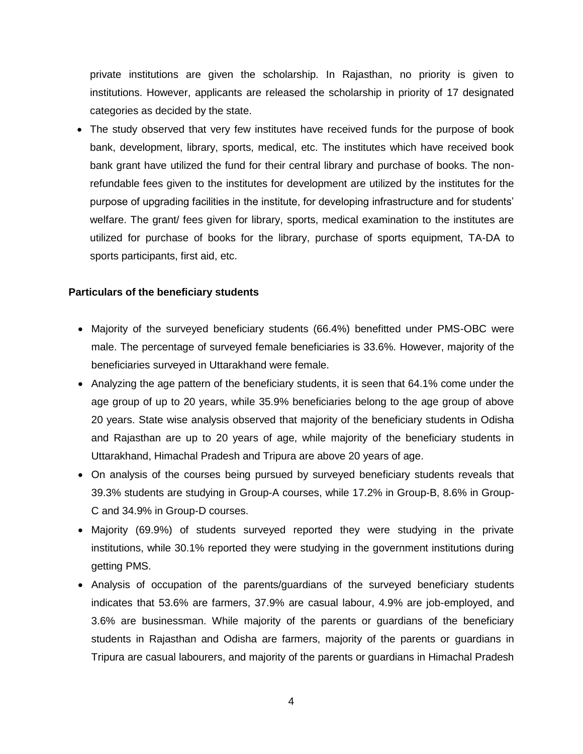private institutions are given the scholarship. In Rajasthan, no priority is given to institutions. However, applicants are released the scholarship in priority of 17 designated categories as decided by the state.

- The study observed that very few institutes have received funds for the purpose of book bank, development, library, sports, medical, etc. The institutes which have received book bank grant have utilized the fund for their central library and purchase of books. The non-refundable fees given to the institutes for development are utilized by the institutes for the purpose of upgrading facilities in the institute, for developing infrastructure and for students' welfare. The grant/ fees given for library, sports, medical examination to the institutes are utilized for purchase of books for the library, purchase of sports equipment, TA-DA to sports participants, first aid, etc.

**Particulars of the beneficiary students**

- Majority of the surveyed beneficiary students (66.4%) benefitted under PMS-OBC were male. The percentage of surveyed female beneficiaries is 33.6%. However, majority of the beneficiaries surveyed in Uttarakhand were female.
- Analyzing the age pattern of the beneficiary students, it is seen that 64.1% come under the age group of up to 20 years, while 35.9% beneficiaries belong to the age group of above 20 years. State wise analysis observed that majority of the beneficiary students in Odisha and Rajasthan are up to 20 years of age, while majority of the beneficiary students in Uttarakhand, Himachal Pradesh and Tripura are above 20 years of age.
- On analysis of the courses being pursued by surveyed beneficiary students reveals that 39.3% students are studying in Group-A courses, while 17.2% in Group-B, 8.6% in Group-C and 34.9% in Group-D courses.
- Majority (69.9%) of students surveyed reported they were studying in the private institutions, while 30.1% reported they were studying in the government institutions during getting PMS.
- Analysis of occupation of the parents/guardians of the surveyed beneficiary students indicates that 53.6% are farmers, 37.9% are casual labour, 4.9% are job-employed, and 3.6% are businessman. While majority of the parents or guardians of the beneficiary students in Rajasthan and Odisha are farmers, majority of the parents or guardians in Tripura are casual labourers, and majority of the parents or guardians in Himachal Pradesh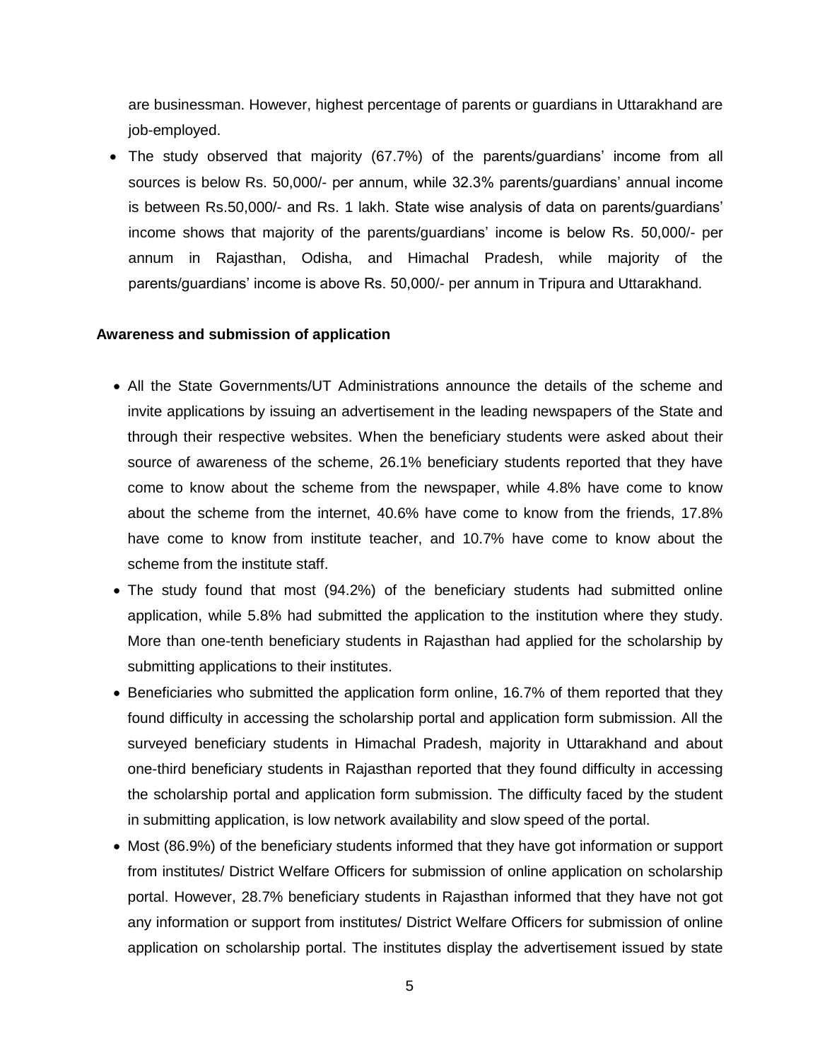are businessman. However, highest percentage of parents or guardians in Uttarakhand are job-employed.

- The study observed that majority (67.7%) of the parents/guardians' income from all sources is below Rs. 50,000/- per annum, while 32.3% parents/guardians' annual income is between Rs.50,000/- and Rs. 1 lakh. State wise analysis of data on parents/guardians' income shows that majority of the parents/guardians' income is below Rs. 50,000/- per annum in Rajasthan, Odisha, and Himachal Pradesh, while majority of the parents/guardians' income is above Rs. 50,000/- per annum in Tripura and Uttarakhand.

**Awareness and submission of application**

- All the State Governments/UT Administrations announce the details of the scheme and invite applications by issuing an advertisement in the leading newspapers of the State and through their respective websites. When the beneficiary students were asked about their source of awareness of the scheme, 26.1% beneficiary students reported that they have come to know about the scheme from the newspaper, while 4.8% have come to know about the scheme from the internet, 40.6% have come to know from the friends, 17.8% have come to know from institute teacher, and 10.7% have come to know about the scheme from the institute staff.
- The study found that most (94.2%) of the beneficiary students had submitted online application, while 5.8% had submitted the application to the institution where they study. More than one-tenth beneficiary students in Rajasthan had applied for the scholarship by submitting applications to their institutes.
- Beneficiaries who submitted the application form online, 16.7% of them reported that they found difficulty in accessing the scholarship portal and application form submission. All the surveyed beneficiary students in Himachal Pradesh, majority in Uttarakhand and about one-third beneficiary students in Rajasthan reported that they found difficulty in accessing the scholarship portal and application form submission. The difficulty faced by the student in submitting application, is low network availability and slow speed of the portal.
- Most (86.9%) of the beneficiary students informed that they have got information or support from institutes/ District Welfare Officers for submission of online application on scholarship portal. However, 28.7% beneficiary students in Rajasthan informed that they have not got any information or support from institutes/ District Welfare Officers for submission of online application on scholarship portal. The institutes display the advertisement issued by state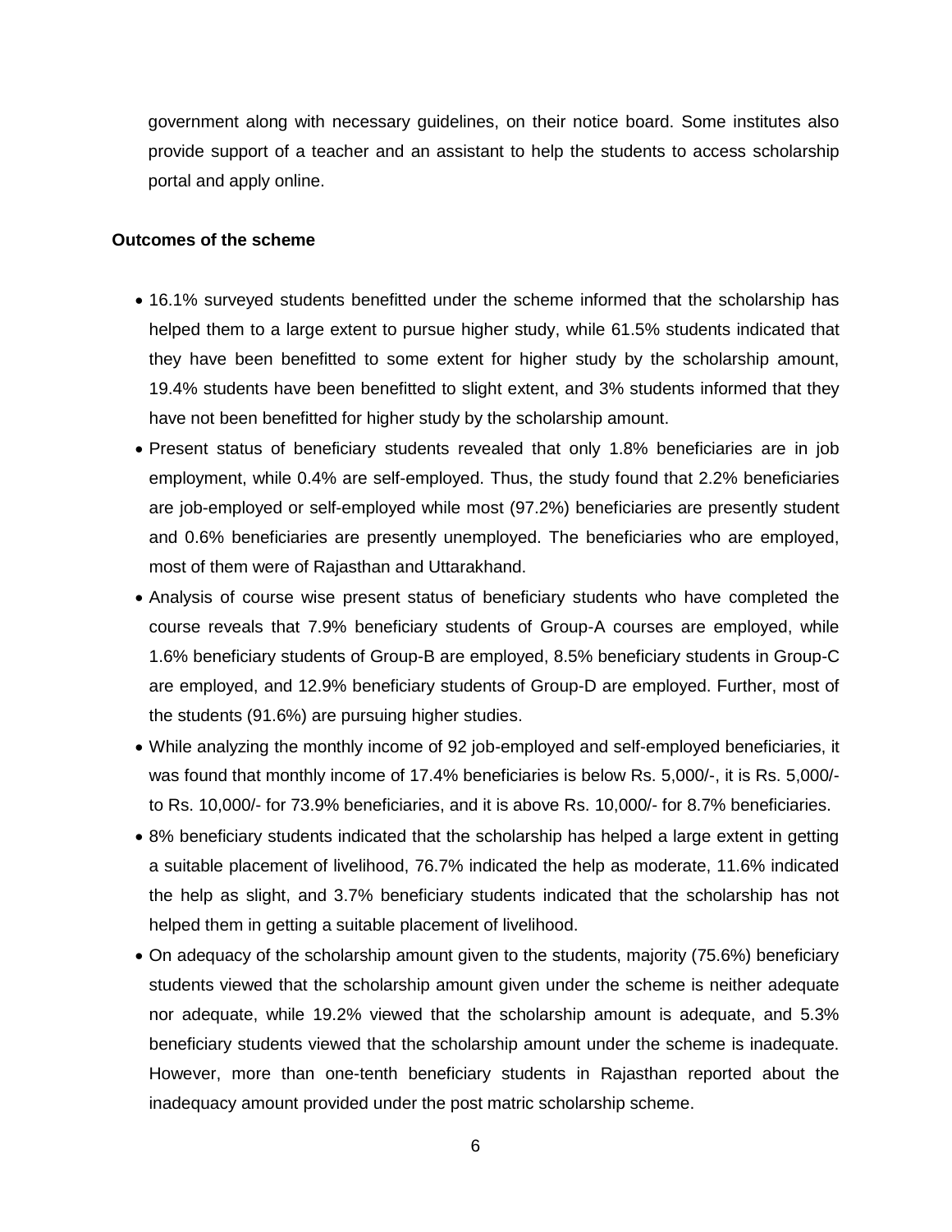government along with necessary guidelines, on their notice board. Some institutes also provide support of a teacher and an assistant to help the students to access scholarship portal and apply online.

**Outcomes of the scheme**

- 16.1% surveyed students benefitted under the scheme informed that the scholarship has helped them to a large extent to pursue higher study, while 61.5% students indicated that they have been benefitted to some extent for higher study by the scholarship amount, 19.4% students have been benefitted to slight extent, and 3% students informed that they have not been benefitted for higher study by the scholarship amount.
- Present status of beneficiary students revealed that only 1.8% beneficiaries are in job employment, while 0.4% are self-employed. Thus, the study found that 2.2% beneficiaries are job-employed or self-employed while most (97.2%) beneficiaries are presently student and 0.6% beneficiaries are presently unemployed. The beneficiaries who are employed, most of them were of Rajasthan and Uttarakhand.
- Analysis of course wise present status of beneficiary students who have completed the course reveals that 7.9% beneficiary students of Group-A courses are employed, while 1.6% beneficiary students of Group-B are employed, 8.5% beneficiary students in Group-C are employed, and 12.9% beneficiary students of Group-D are employed. Further, most of the students (91.6%) are pursuing higher studies.
- While analyzing the monthly income of 92 job-employed and self-employed beneficiaries, it was found that monthly income of 17.4% beneficiaries is below Rs. 5,000/-, it is Rs. 5,000/- to Rs. 10,000/- for 73.9% beneficiaries, and it is above Rs. 10,000/- for 8.7% beneficiaries.
- 8% beneficiary students indicated that the scholarship has helped a large extent in getting a suitable placement of livelihood, 76.7% indicated the help as moderate, 11.6% indicated the help as slight, and 3.7% beneficiary students indicated that the scholarship has not helped them in getting a suitable placement of livelihood.
- On adequacy of the scholarship amount given to the students, majority (75.6%) beneficiary students viewed that the scholarship amount given under the scheme is neither adequate nor adequate, while 19.2% viewed that the scholarship amount is adequate, and 5.3% beneficiary students viewed that the scholarship amount under the scheme is inadequate. However, more than one-tenth beneficiary students in Rajasthan reported about the inadequacy amount provided under the post matric scholarship scheme.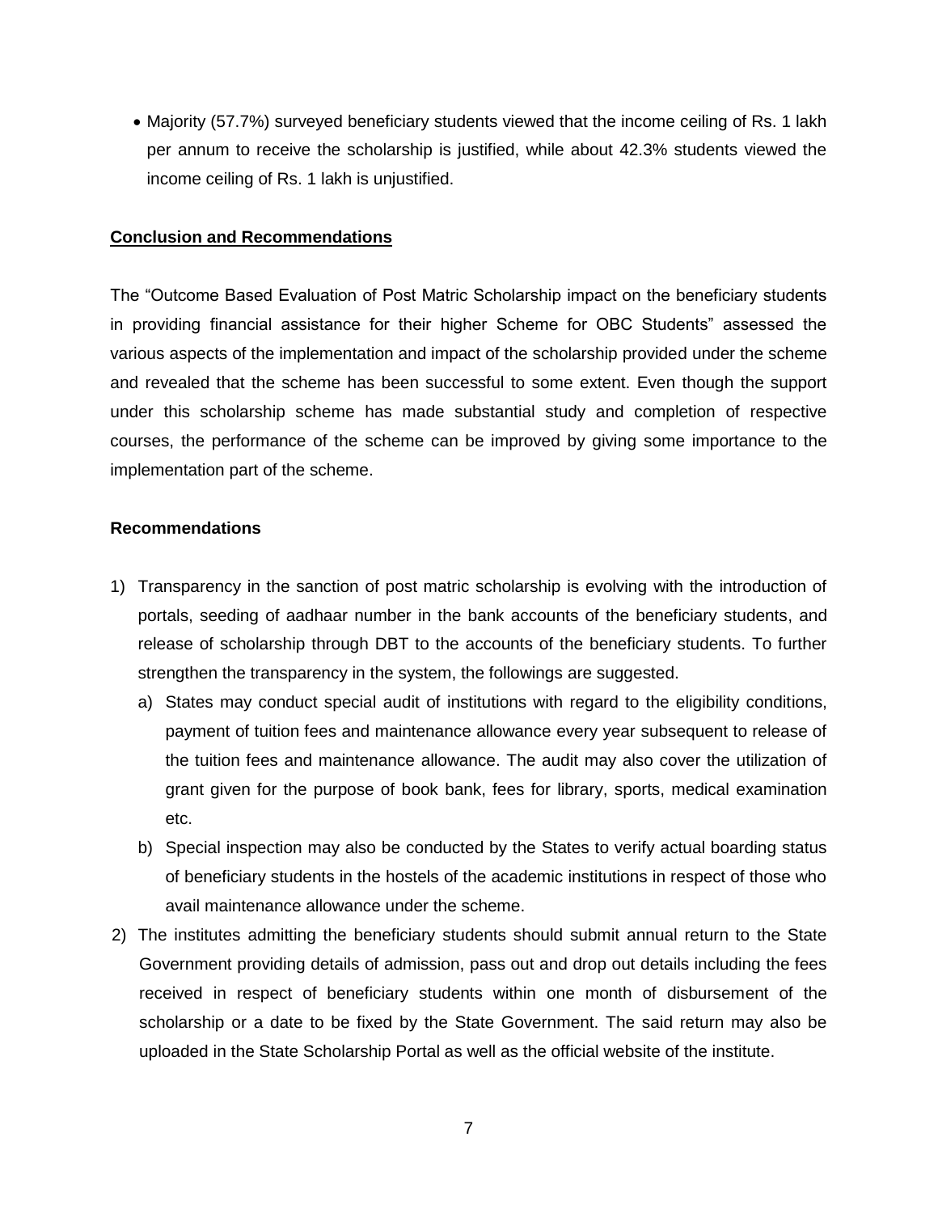- Majority (57.7%) surveyed beneficiary students viewed that the income ceiling of Rs. 1 lakh per annum to receive the scholarship is justified, while about 42.3% students viewed the income ceiling of Rs. 1 lakh is unjustified.

## Conclusion and Recommendations

The "Outcome Based Evaluation of Post Matric Scholarship impact on the beneficiary students in providing financial assistance for their higher Scheme for OBC Students" assessed the various aspects of the implementation and impact of the scholarship provided under the scheme and revealed that the scheme has been successful to some extent. Even though the support under this scholarship scheme has made substantial study and completion of respective courses, the performance of the scheme can be improved by giving some importance to the implementation part of the scheme.

### Recommendations

1) Transparency in the sanction of post matric scholarship is evolving with the introduction of portals, seeding of aadhaar number in the bank accounts of the beneficiary students, and release of scholarship through DBT to the accounts of the beneficiary students. To further strengthen the transparency in the system, the followings are suggested.
   a) States may conduct special audit of institutions with regard to the eligibility conditions, payment of tuition fees and maintenance allowance every year subsequent to release of the tuition fees and maintenance allowance. The audit may also cover the utilization of grant given for the purpose of book bank, fees for library, sports, medical examination etc.
   b) Special inspection may also be conducted by the States to verify actual boarding status of beneficiary students in the hostels of the academic institutions in respect of those who avail maintenance allowance under the scheme.
2) The institutes admitting the beneficiary students should submit annual return to the State Government providing details of admission, pass out and drop out details including the fees received in respect of beneficiary students within one month of disbursement of the scholarship or a date to be fixed by the State Government. The said return may also be uploaded in the State Scholarship Portal as well as the official website of the institute.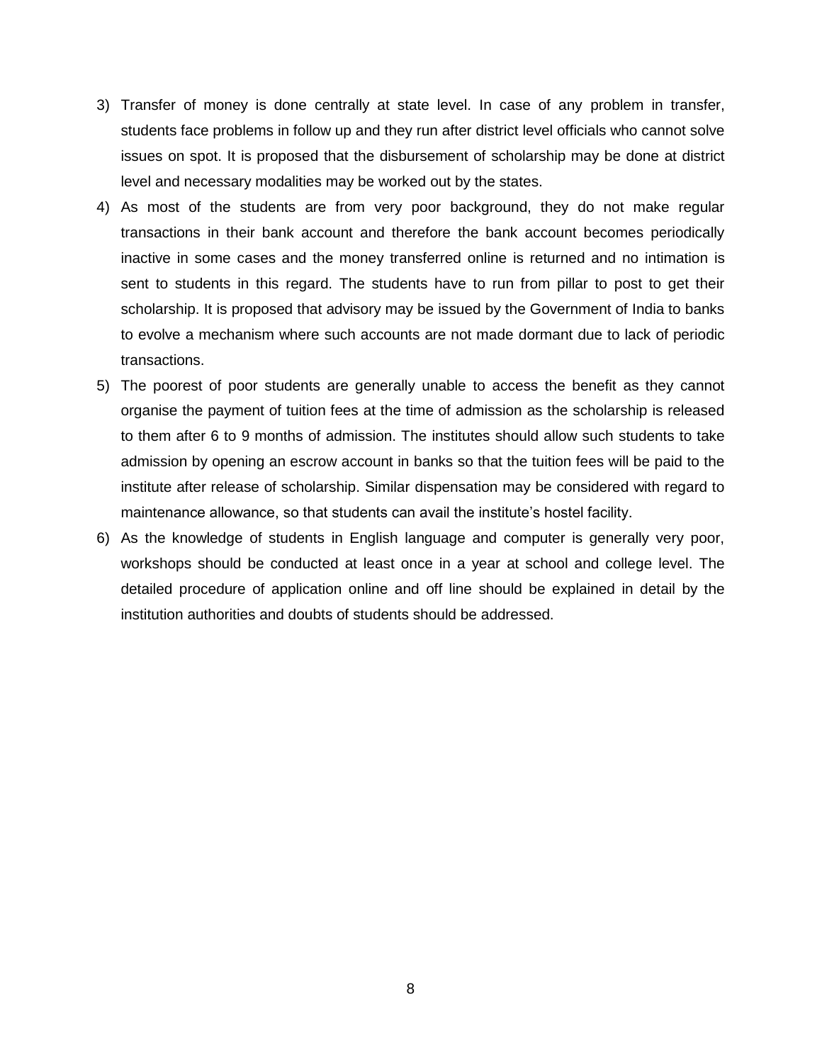3) Transfer of money is done centrally at state level. In case of any problem in transfer, students face problems in follow up and they run after district level officials who cannot solve issues on spot. It is proposed that the disbursement of scholarship may be done at district level and necessary modalities may be worked out by the states.
4) As most of the students are from very poor background, they do not make regular transactions in their bank account and therefore the bank account becomes periodically inactive in some cases and the money transferred online is returned and no intimation is sent to students in this regard. The students have to run from pillar to post to get their scholarship. It is proposed that advisory may be issued by the Government of India to banks to evolve a mechanism where such accounts are not made dormant due to lack of periodic transactions.
5) The poorest of poor students are generally unable to access the benefit as they cannot organise the payment of tuition fees at the time of admission as the scholarship is released to them after 6 to 9 months of admission. The institutes should allow such students to take admission by opening an escrow account in banks so that the tuition fees will be paid to the institute after release of scholarship. Similar dispensation may be considered with regard to maintenance allowance, so that students can avail the institute's hostel facility.
6) As the knowledge of students in English language and computer is generally very poor, workshops should be conducted at least once in a year at school and college level. The detailed procedure of application online and off line should be explained in detail by the institution authorities and doubts of students should be addressed.